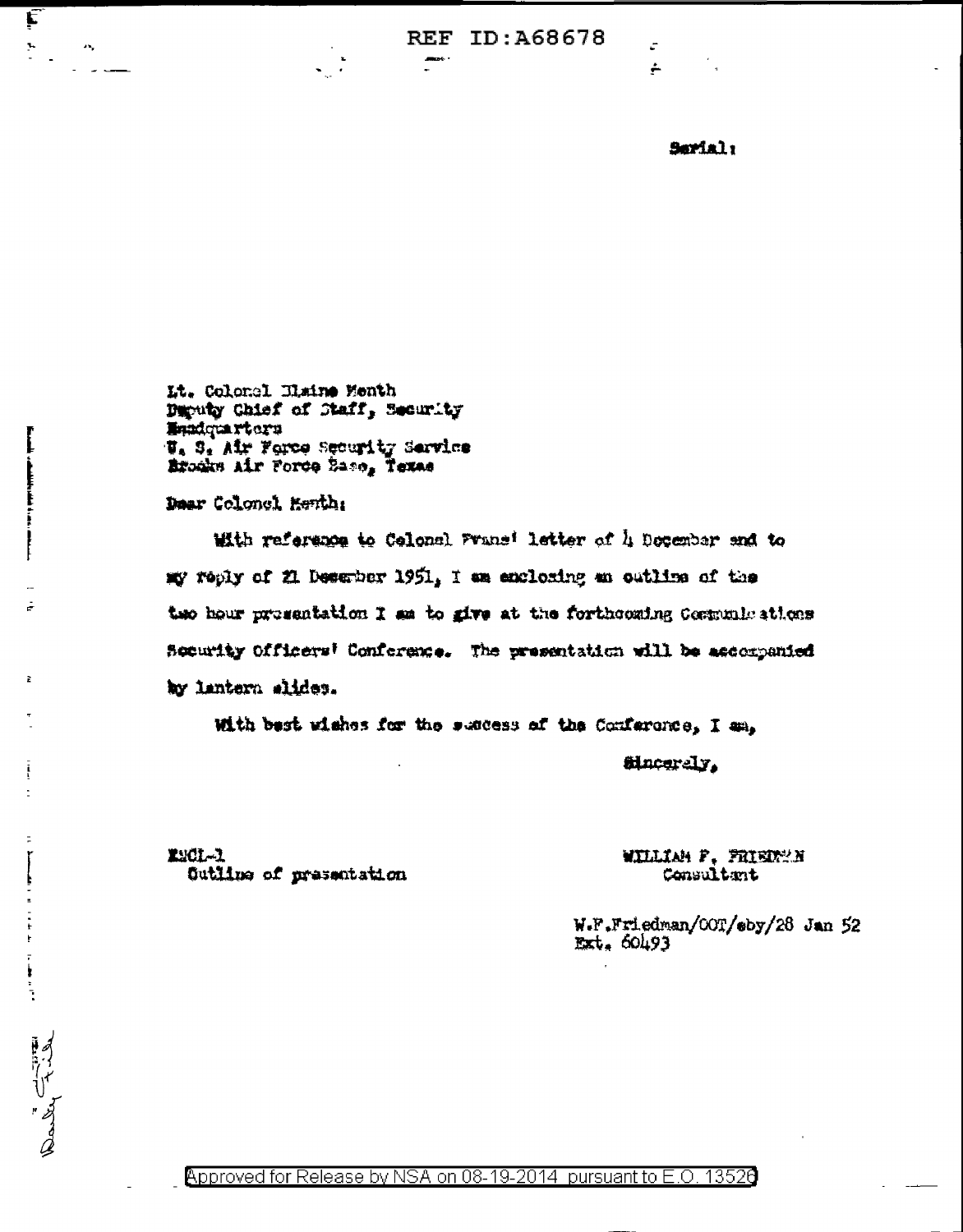REF ID:A68678

Serial:

Lt. Colonel Blaine Menth
Deputy Chief of Staff, Security
Headquarters
U. S. Air Force Security Service
Brooks Air Force Base, Texas

Dear Colonel Menth:

With reference to Colonel Evans' letter of 4 December and to my reply of 21 December 1951, I am enclosing an outline of the two hour presentation I am to give at the forthcoming Communications Security Officers' Conference. The presentation will be accompanied by lantern slides.

With best wishes for the success of the Conference, I am,

Sincerely,

WILLIAM F. FRIEDMAN
Consultant

ENCL-1
Outline of presentation

W.F.Friedman/OOT/eby/28 Jan 52
Ext. 60493

Daily File

Approved for Release by NSA on 08-19-2014 pursuant to E.O. 13526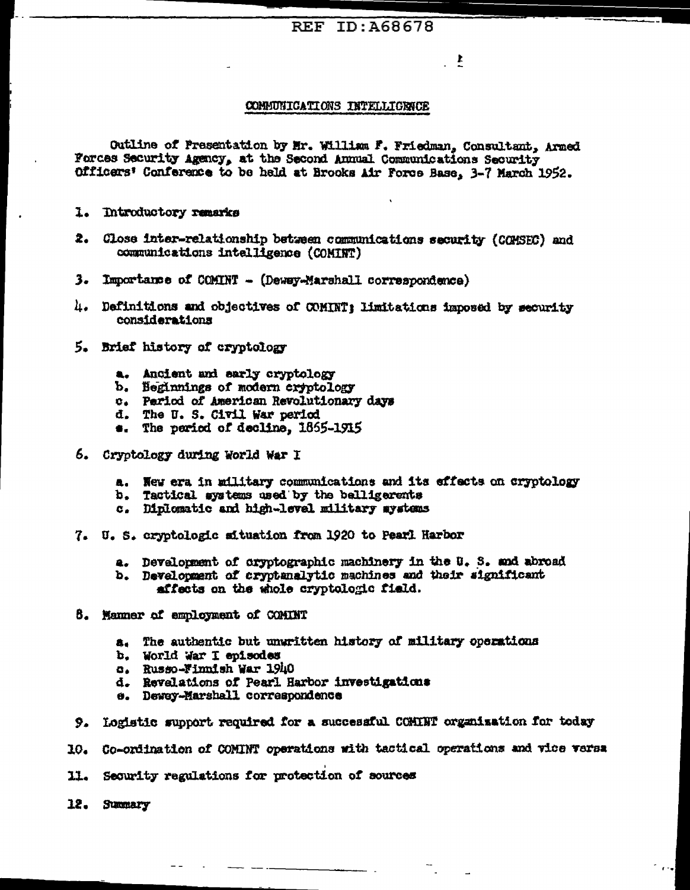## COMMUNICATIONS INTELLIGENCE

Outline of Presentation by Mr. William F. Friedman, Consultant, Armed Forces Security Agency, at the Second Annual Communications Security Officers' Conference to be held at Brooks Air Force Base, 3-7 March 1952.

1. Introductory remarks

2. Close inter-relationship between communications security (COMSEC) and communications intelligence (COMINT)

3. Importance of COMINT - (Dewey-Marshall correspondence)

4. Definitions and objectives of COMINT; limitations imposed by security considerations

5. Brief history of cryptology

   a. Ancient and early cryptology
   b. Beginnings of modern cryptology
   c. Period of American Revolutionary days
   d. The U. S. Civil War period
   e. The period of decline, 1865-1915

6. Cryptology during World War I

   a. New era in military communications and its effects on cryptology
   b. Tactical systems used by the belligerents
   c. Diplomatic and high-level military systems

7. U. S. cryptologic situation from 1920 to Pearl Harbor

   a. Development of cryptographic machinery in the U. S. and abroad
   b. Development of cryptanalytic machines and their significant affects on the whole cryptologic field.

8. Manner of employment of COMINT

   a. The authentic but unwritten history of military operations
   b. World War I episodes
   c. Russo-Finnish War 1940
   d. Revelations of Pearl Harbor investigations
   e. Dewey-Marshall correspondence

9. Logistic support required for a successful COMINT organization for today

10. Co-ordination of COMINT operations with tactical operations and vice versa

11. Security regulations for protection of sources

12. Summary